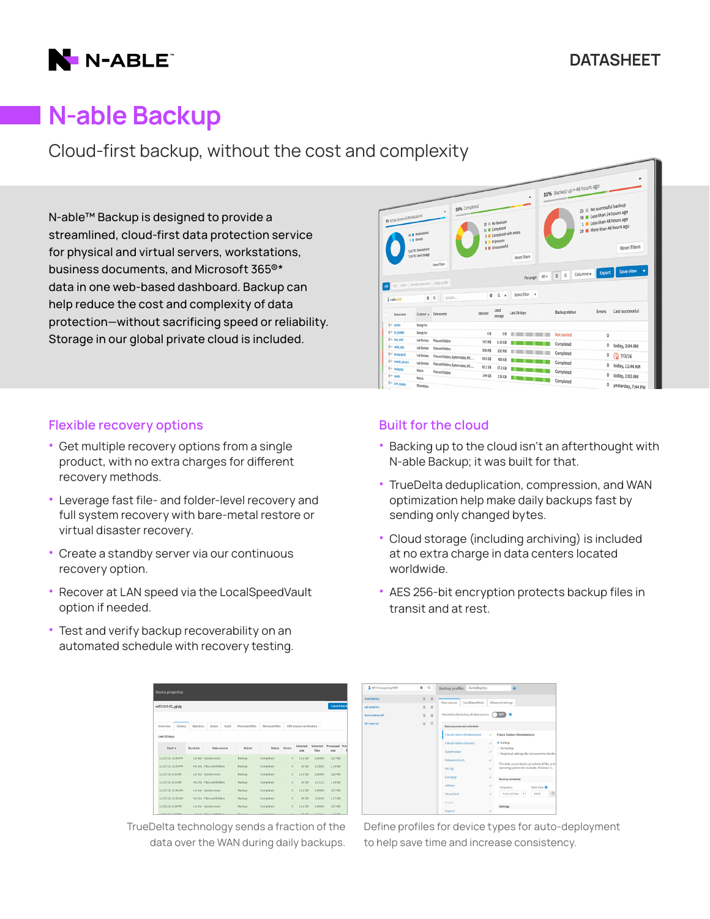N-ABLE

DATASHEET

# N-able Backup

Cloud-first backup, without the cost and complexity

N-able™ Backup is designed to provide a streamlined, cloud-first data protection service for physical and virtual servers, workstations, business documents, and Microsoft 365®* data in one web-based dashboard. Backup can help reduce the cost and complexity of data protection—without sacrificing speed or reliability. Storage in our global private cloud is included.

## Flexible recovery options

- Get multiple recovery options from a single product, with no extra charges for different recovery methods.
- Leverage fast file- and folder-level recovery and full system recovery with bare-metal restore or virtual disaster recovery.
- Create a standby server via our continuous recovery option.
- Recover at LAN speed via the LocalSpeedVault option if needed.
- Test and verify backup recoverability on an automated schedule with recovery testing.

## Built for the cloud

- Backing up to the cloud isn't an afterthought with N-able Backup; it was built for that.
- TrueDelta deduplication, compression, and WAN optimization help make daily backups fast by sending only changed bytes.
- Cloud storage (including archiving) is included at no extra charge in data centers located worldwide.
- AES 256-bit encryption protects backup files in transit and at rest.

TrueDelta technology sends a fraction of the data over the WAN during daily backups.

Define profiles for device types for auto-deployment to help save time and increase consistency.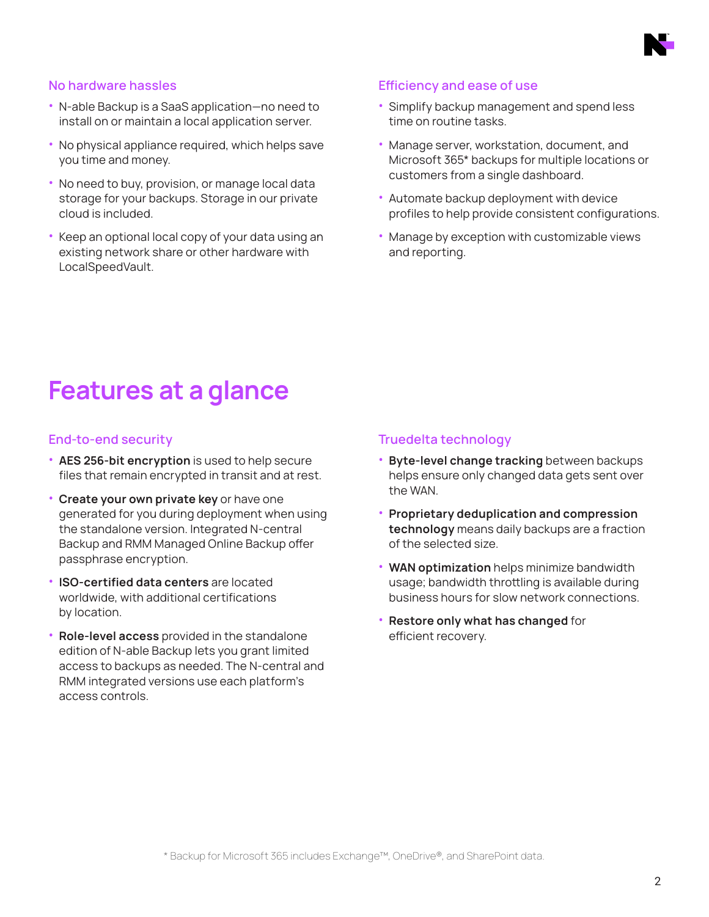### No hardware hassles

- N-able Backup is a SaaS application—no need to install on or maintain a local application server.
- No physical appliance required, which helps save you time and money.
- No need to buy, provision, or manage local data storage for your backups. Storage in our private cloud is included.
- Keep an optional local copy of your data using an existing network share or other hardware with LocalSpeedVault.

### Efficiency and ease of use

- Simplify backup management and spend less time on routine tasks.
- Manage server, workstation, document, and Microsoft 365* backups for multiple locations or customers from a single dashboard.
- Automate backup deployment with device profiles to help provide consistent configurations.
- Manage by exception with customizable views and reporting.

# Features at a glance

### End-to-end security

- **AES 256-bit encryption** is used to help secure files that remain encrypted in transit and at rest.
- **Create your own private key** or have one generated for you during deployment when using the standalone version. Integrated N-central Backup and RMM Managed Online Backup offer passphrase encryption.
- **ISO-certified data centers** are located worldwide, with additional certifications by location.
- **Role-level access** provided in the standalone edition of N-able Backup lets you grant limited access to backups as needed. The N-central and RMM integrated versions use each platform's access controls.

### Truedelta technology

- **Byte-level change tracking** between backups helps ensure only changed data gets sent over the WAN.
- **Proprietary deduplication and compression technology** means daily backups are a fraction of the selected size.
- **WAN optimization** helps minimize bandwidth usage; bandwidth throttling is available during business hours for slow network connections.
- **Restore only what has changed** for efficient recovery.

* Backup for Microsoft 365 includes Exchange™, OneDrive®, and SharePoint data.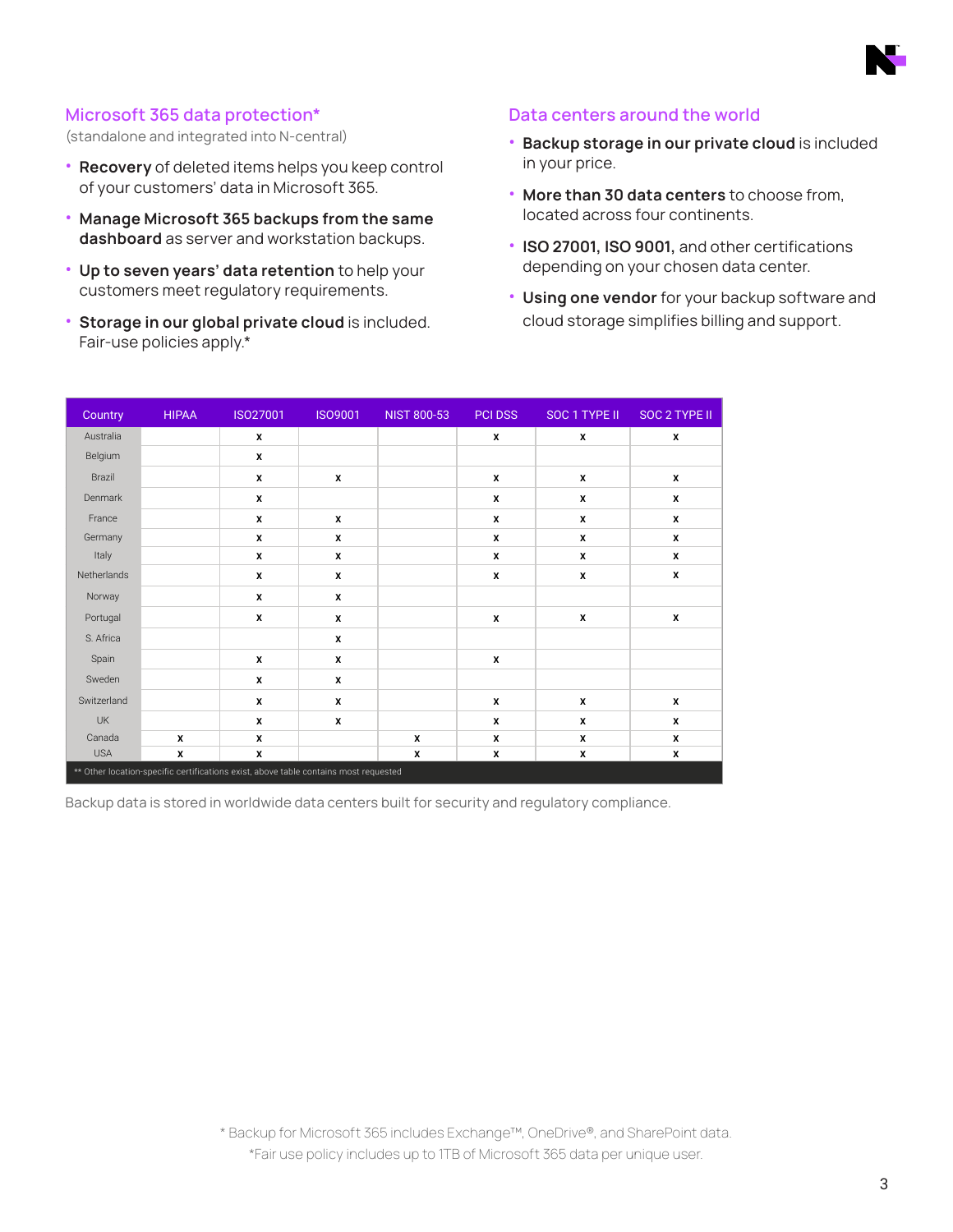## Microsoft 365 data protection*

(standalone and integrated into N-central)

- **Recovery** of deleted items helps you keep control of your customers' data in Microsoft 365.
- **Manage Microsoft 365 backups from the same dashboard** as server and workstation backups.
- **Up to seven years' data retention** to help your customers meet regulatory requirements.
- **Storage in our global private cloud** is included. Fair-use policies apply.*

## Data centers around the world

- **Backup storage in our private cloud** is included in your price.
- **More than 30 data centers** to choose from, located across four continents.
- **ISO 27001, ISO 9001,** and other certifications depending on your chosen data center.
- **Using one vendor** for your backup software and cloud storage simplifies billing and support.

| Country | HIPAA | ISO27001 | ISO9001 | NIST 800-53 | PCI DSS | SOC 1 TYPE II | SOC 2 TYPE II |
|---|---|---|---|---|---|---|---|
| Australia | | x | | | x | x | x |
| Belgium | | x | | | | | |
| Brazil | | x | x | | x | x | x |
| Denmark | | x | | | x | x | x |
| France | | x | x | | x | x | x |
| Germany | | x | x | | x | x | x |
| Italy | | x | x | | x | x | x |
| Netherlands | | x | x | | x | x | x |
| Norway | | x | x | | | | |
| Portugal | | x | x | | x | x | x |
| S. Africa | | | x | | | | |
| Spain | | x | x | | x | | |
| Sweden | | x | x | | | | |
| Switzerland | | x | x | | x | x | x |
| UK | | x | x | | x | x | x |
| Canada | x | x | | x | x | x | x |
| USA | x | x | | x | x | x | x |

** Other location-specific certifications exist, above table contains most requested

Backup data is stored in worldwide data centers built for security and regulatory compliance.

* Backup for Microsoft 365 includes Exchange™, OneDrive®, and SharePoint data.

*Fair use policy includes up to 1TB of Microsoft 365 data per unique user.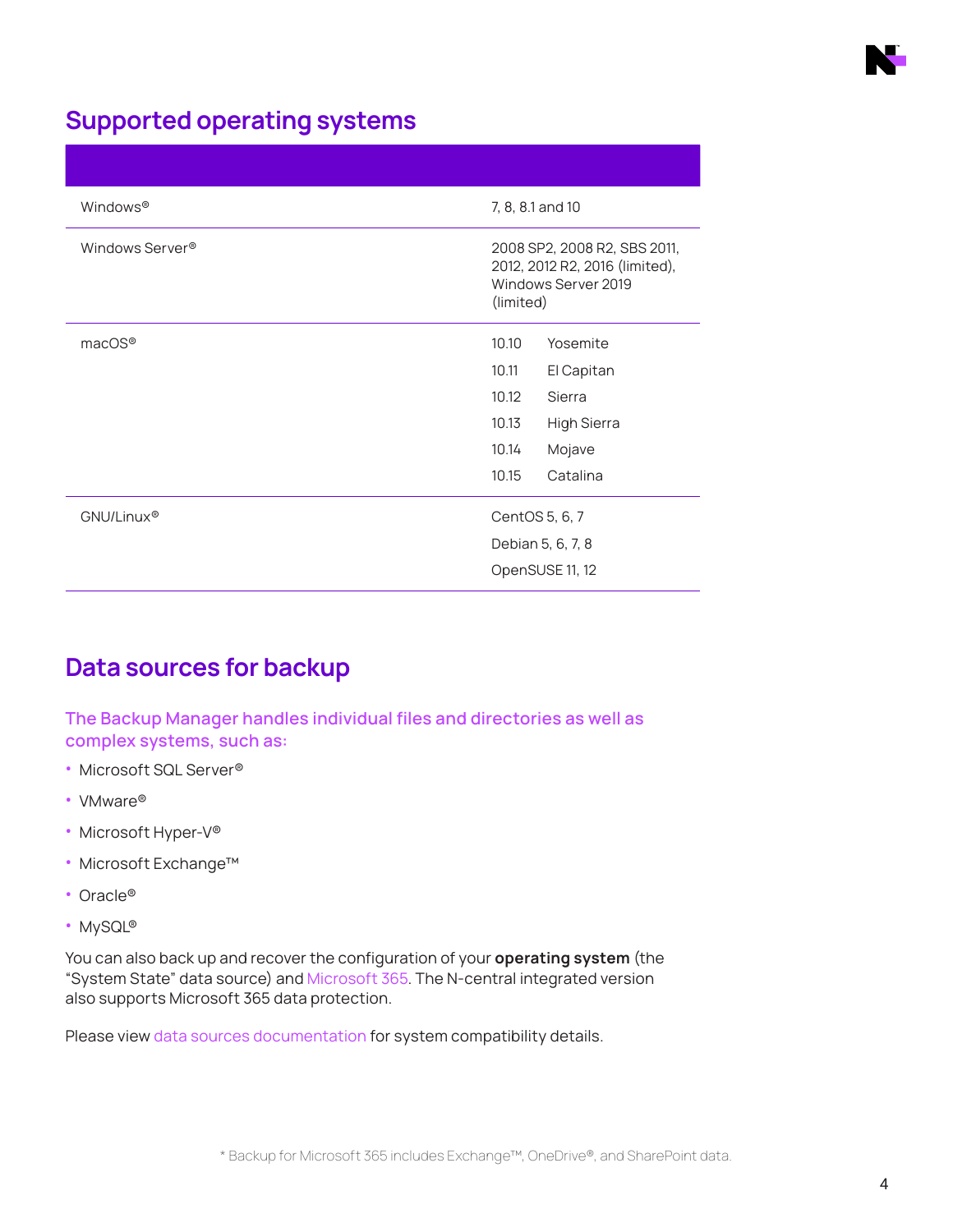## Supported operating systems

| | |
|---|---|
| Windows® | 7, 8, 8.1 and 10 |
| Windows Server® | 2008 SP2, 2008 R2, SBS 2011, 2012, 2012 R2, 2016 (limited), Windows Server 2019 (limited) |
| macOS® | 10.10 Yosemite<br>10.11 El Capitan<br>10.12 Sierra<br>10.13 High Sierra<br>10.14 Mojave<br>10.15 Catalina |
| GNU/Linux® | CentOS 5, 6, 7<br>Debian 5, 6, 7, 8<br>OpenSUSE 11, 12 |

## Data sources for backup

### The Backup Manager handles individual files and directories as well as complex systems, such as:

- Microsoft SQL Server®
- VMware®
- Microsoft Hyper-V®
- Microsoft Exchange™
- Oracle®
- MySQL®

You can also back up and recover the configuration of your **operating system** (the "System State" data source) and Microsoft 365. The N-central integrated version also supports Microsoft 365 data protection.

Please view data sources documentation for system compatibility details.

* Backup for Microsoft 365 includes Exchange™, OneDrive®, and SharePoint data.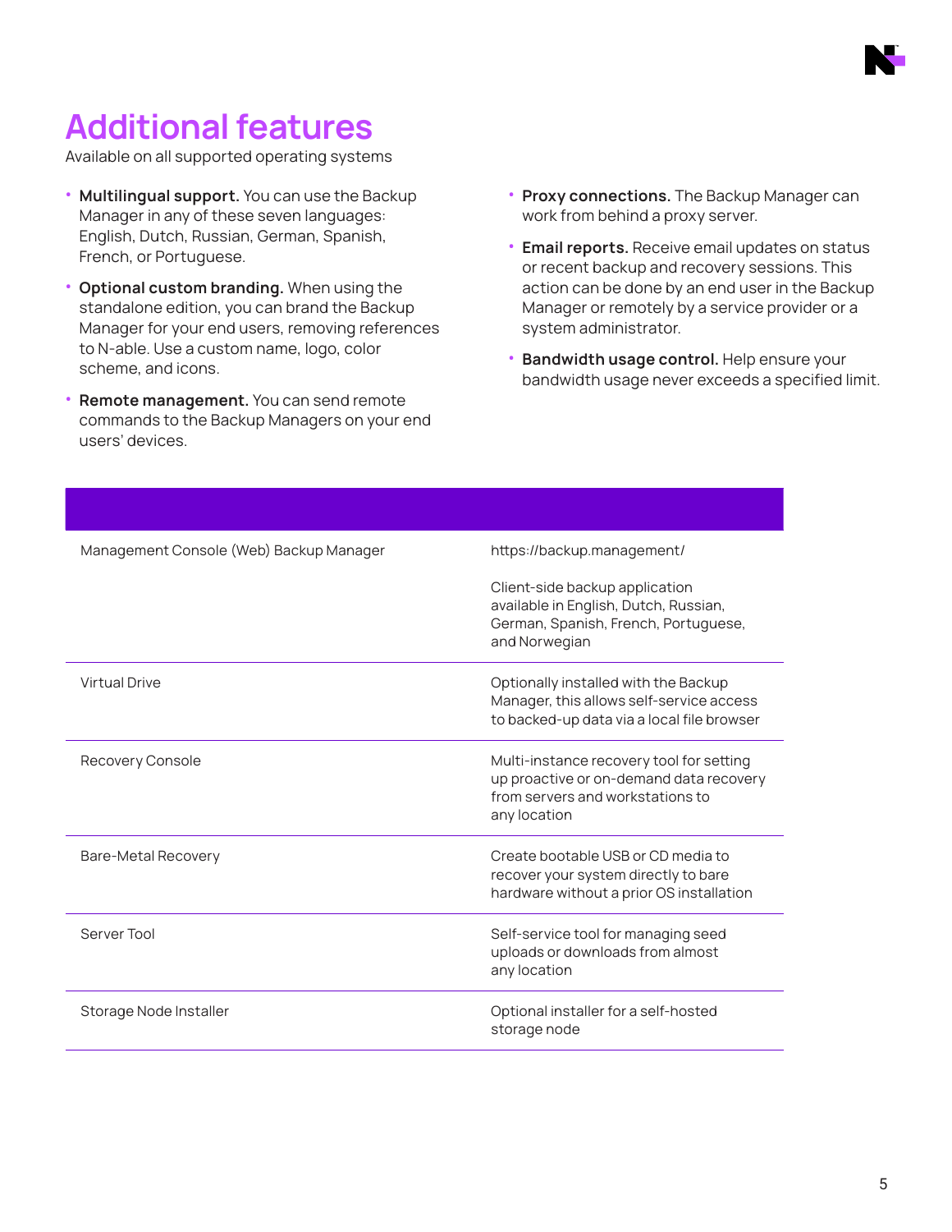# Additional features

Available on all supported operating systems

- **Multilingual support.** You can use the Backup Manager in any of these seven languages: English, Dutch, Russian, German, Spanish, French, or Portuguese.
- **Optional custom branding.** When using the standalone edition, you can brand the Backup Manager for your end users, removing references to N-able. Use a custom name, logo, color scheme, and icons.
- **Remote management.** You can send remote commands to the Backup Managers on your end users' devices.
- **Proxy connections.** The Backup Manager can work from behind a proxy server.
- **Email reports.** Receive email updates on status or recent backup and recovery sessions. This action can be done by an end user in the Backup Manager or remotely by a service provider or a system administrator.
- **Bandwidth usage control.** Help ensure your bandwidth usage never exceeds a specified limit.

| | |
|---|---|
| Management Console (Web) Backup Manager | https://backup.management/<br><br>Client-side backup application available in English, Dutch, Russian, German, Spanish, French, Portuguese, and Norwegian |
| Virtual Drive | Optionally installed with the Backup Manager, this allows self-service access to backed-up data via a local file browser |
| Recovery Console | Multi-instance recovery tool for setting up proactive or on-demand data recovery from servers and workstations to any location |
| Bare-Metal Recovery | Create bootable USB or CD media to recover your system directly to bare hardware without a prior OS installation |
| Server Tool | Self-service tool for managing seed uploads or downloads from almost any location |
| Storage Node Installer | Optional installer for a self-hosted storage node |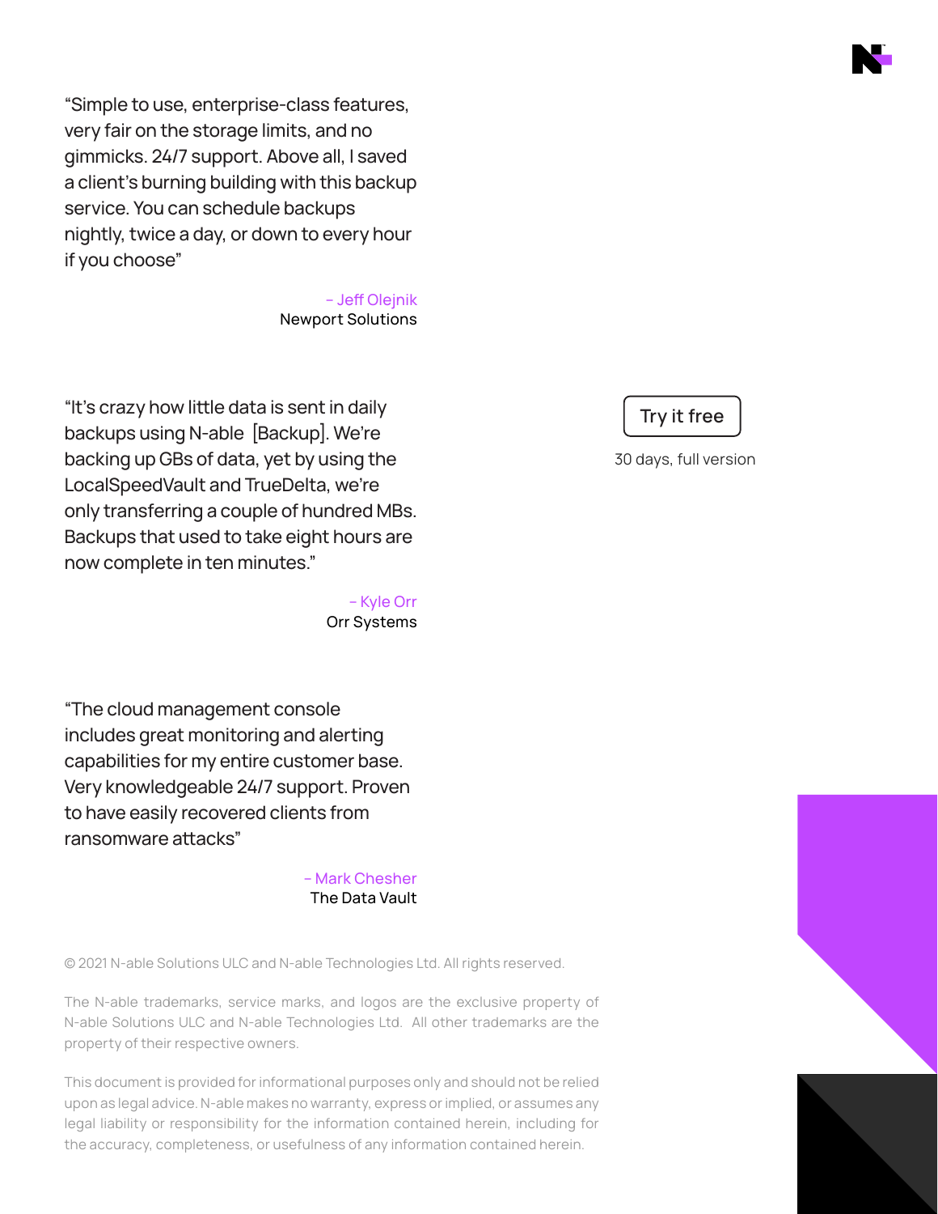"Simple to use, enterprise-class features, very fair on the storage limits, and no gimmicks. 24/7 support. Above all, I saved a client's burning building with this backup service. You can schedule backups nightly, twice a day, or down to every hour if you choose"

– Jeff Olejnik
Newport Solutions

"It's crazy how little data is sent in daily backups using N-able [Backup]. We're backing up GBs of data, yet by using the LocalSpeedVault and TrueDelta, we're only transferring a couple of hundred MBs. Backups that used to take eight hours are now complete in ten minutes."

– Kyle Orr
Orr Systems

"The cloud management console includes great monitoring and alerting capabilities for my entire customer base. Very knowledgeable 24/7 support. Proven to have easily recovered clients from ransomware attacks"

– Mark Chesher
The Data Vault

Try it free

30 days, full version

© 2021 N-able Solutions ULC and N-able Technologies Ltd. All rights reserved.

The N-able trademarks, service marks, and logos are the exclusive property of N-able Solutions ULC and N-able Technologies Ltd. All other trademarks are the property of their respective owners.

This document is provided for informational purposes only and should not be relied upon as legal advice. N-able makes no warranty, express or implied, or assumes any legal liability or responsibility for the information contained herein, including for the accuracy, completeness, or usefulness of any information contained herein.